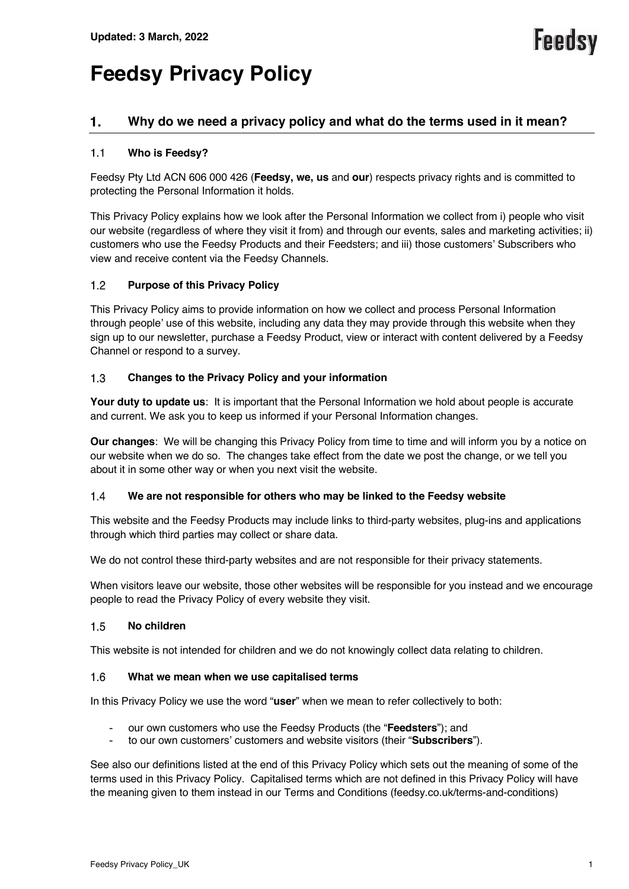Updated: 3 March, 2022

# Feedsy Privacy Policy

## 1. Why do we need a privacy policy and what do the terms used in it mean?

### 1.1 Who is Feedsy?

Feedsy Pty Ltd ACN 606 000 426 (**Feedsy, we, us** and **our**) respects privacy rights and is committed to protecting the Personal Information it holds.

This Privacy Policy explains how we look after the Personal Information we collect from i) people who visit our website (regardless of where they visit it from) and through our events, sales and marketing activities; ii) customers who use the Feedsy Products and their Feedsters; and iii) those customers' Subscribers who view and receive content via the Feedsy Channels.

### 1.2 Purpose of this Privacy Policy

This Privacy Policy aims to provide information on how we collect and process Personal Information through people' use of this website, including any data they may provide through this website when they sign up to our newsletter, purchase a Feedsy Product, view or interact with content delivered by a Feedsy Channel or respond to a survey.

### 1.3 Changes to the Privacy Policy and your information

**Your duty to update us**: It is important that the Personal Information we hold about people is accurate and current. We ask you to keep us informed if your Personal Information changes.

**Our changes**: We will be changing this Privacy Policy from time to time and will inform you by a notice on our website when we do so. The changes take effect from the date we post the change, or we tell you about it in some other way or when you next visit the website.

### 1.4 We are not responsible for others who may be linked to the Feedsy website

This website and the Feedsy Products may include links to third-party websites, plug-ins and applications through which third parties may collect or share data.

We do not control these third-party websites and are not responsible for their privacy statements.

When visitors leave our website, those other websites will be responsible for you instead and we encourage people to read the Privacy Policy of every website they visit.

### 1.5 No children

This website is not intended for children and we do not knowingly collect data relating to children.

### 1.6 What we mean when we use capitalised terms

In this Privacy Policy we use the word "**user**" when we mean to refer collectively to both:

- our own customers who use the Feedsy Products (the "**Feedsters**"); and
- to our own customers' customers and website visitors (their "**Subscribers**").

See also our definitions listed at the end of this Privacy Policy which sets out the meaning of some of the terms used in this Privacy Policy. Capitalised terms which are not defined in this Privacy Policy will have the meaning given to them instead in our Terms and Conditions (feedsy.co.uk/terms-and-conditions)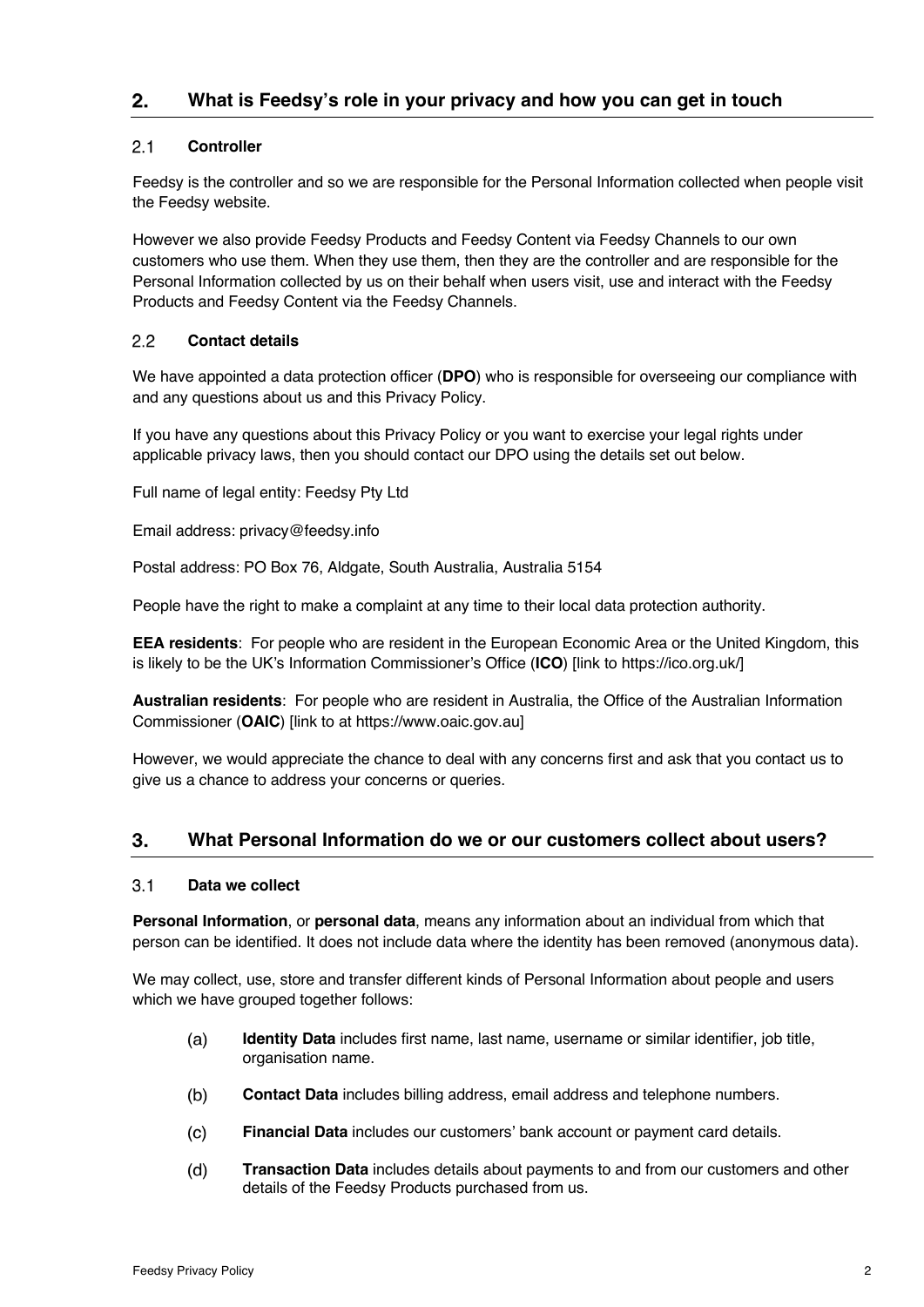## 2. What is Feedsy's role in your privacy and how you can get in touch

### 2.1 Controller

Feedsy is the controller and so we are responsible for the Personal Information collected when people visit the Feedsy website.

However we also provide Feedsy Products and Feedsy Content via Feedsy Channels to our own customers who use them. When they use them, then they are the controller and are responsible for the Personal Information collected by us on their behalf when users visit, use and interact with the Feedsy Products and Feedsy Content via the Feedsy Channels.

### 2.2 Contact details

We have appointed a data protection officer (**DPO**) who is responsible for overseeing our compliance with and any questions about us and this Privacy Policy.

If you have any questions about this Privacy Policy or you want to exercise your legal rights under applicable privacy laws, then you should contact our DPO using the details set out below.

Full name of legal entity: Feedsy Pty Ltd

Email address: privacy@feedsy.info

Postal address: PO Box 76, Aldgate, South Australia, Australia 5154

People have the right to make a complaint at any time to their local data protection authority.

**EEA residents**: For people who are resident in the European Economic Area or the United Kingdom, this is likely to be the UK's Information Commissioner's Office (**ICO**) [link to https://ico.org.uk/]

**Australian residents**: For people who are resident in Australia, the Office of the Australian Information Commissioner (**OAIC**) [link to at https://www.oaic.gov.au]

However, we would appreciate the chance to deal with any concerns first and ask that you contact us to give us a chance to address your concerns or queries.

## 3. What Personal Information do we or our customers collect about users?

### 3.1 Data we collect

**Personal Information**, or **personal data**, means any information about an individual from which that person can be identified. It does not include data where the identity has been removed (anonymous data).

We may collect, use, store and transfer different kinds of Personal Information about people and users which we have grouped together follows:

(a) **Identity Data** includes first name, last name, username or similar identifier, job title, organisation name.

(b) **Contact Data** includes billing address, email address and telephone numbers.

(c) **Financial Data** includes our customers' bank account or payment card details.

(d) **Transaction Data** includes details about payments to and from our customers and other details of the Feedsy Products purchased from us.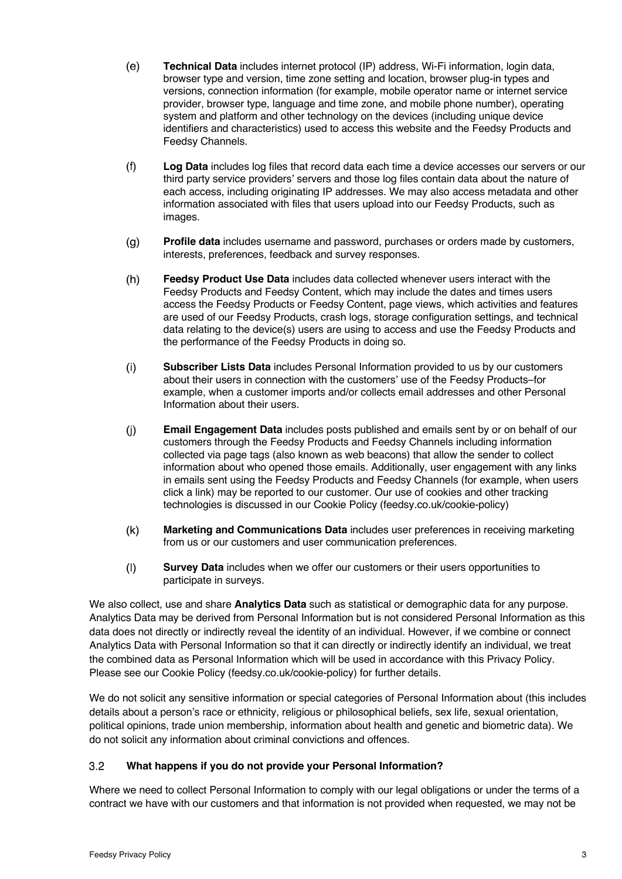(e) **Technical Data** includes internet protocol (IP) address, Wi-Fi information, login data, browser type and version, time zone setting and location, browser plug-in types and versions, connection information (for example, mobile operator name or internet service provider, browser type, language and time zone, and mobile phone number), operating system and platform and other technology on the devices (including unique device identifiers and characteristics) used to access this website and the Feedsy Products and Feedsy Channels.

(f) **Log Data** includes log files that record data each time a device accesses our servers or our third party service providers' servers and those log files contain data about the nature of each access, including originating IP addresses. We may also access metadata and other information associated with files that users upload into our Feedsy Products, such as images.

(g) **Profile data** includes username and password, purchases or orders made by customers, interests, preferences, feedback and survey responses.

(h) **Feedsy Product Use Data** includes data collected whenever users interact with the Feedsy Products and Feedsy Content, which may include the dates and times users access the Feedsy Products or Feedsy Content, page views, which activities and features are used of our Feedsy Products, crash logs, storage configuration settings, and technical data relating to the device(s) users are using to access and use the Feedsy Products and the performance of the Feedsy Products in doing so.

(i) **Subscriber Lists Data** includes Personal Information provided to us by our customers about their users in connection with the customers' use of the Feedsy Products–for example, when a customer imports and/or collects email addresses and other Personal Information about their users.

(j) **Email Engagement Data** includes posts published and emails sent by or on behalf of our customers through the Feedsy Products and Feedsy Channels including information collected via page tags (also known as web beacons) that allow the sender to collect information about who opened those emails. Additionally, user engagement with any links in emails sent using the Feedsy Products and Feedsy Channels (for example, when users click a link) may be reported to our customer. Our use of cookies and other tracking technologies is discussed in our Cookie Policy (feedsy.co.uk/cookie-policy)

(k) **Marketing and Communications Data** includes user preferences in receiving marketing from us or our customers and user communication preferences.

(l) **Survey Data** includes when we offer our customers or their users opportunities to participate in surveys.

We also collect, use and share **Analytics Data** such as statistical or demographic data for any purpose. Analytics Data may be derived from Personal Information but is not considered Personal Information as this data does not directly or indirectly reveal the identity of an individual. However, if we combine or connect Analytics Data with Personal Information so that it can directly or indirectly identify an individual, we treat the combined data as Personal Information which will be used in accordance with this Privacy Policy. Please see our Cookie Policy (feedsy.co.uk/cookie-policy) for further details.

We do not solicit any sensitive information or special categories of Personal Information about (this includes details about a person's race or ethnicity, religious or philosophical beliefs, sex life, sexual orientation, political opinions, trade union membership, information about health and genetic and biometric data). We do not solicit any information about criminal convictions and offences.

### 3.2 What happens if you do not provide your Personal Information?

Where we need to collect Personal Information to comply with our legal obligations or under the terms of a contract we have with our customers and that information is not provided when requested, we may not be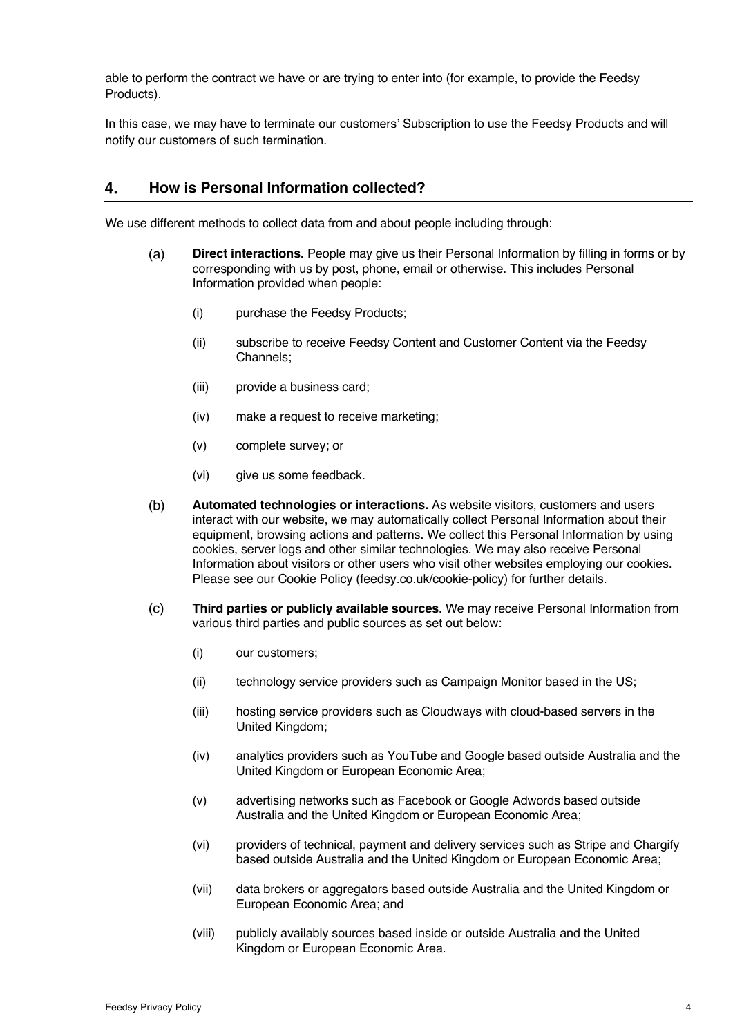able to perform the contract we have or are trying to enter into (for example, to provide the Feedsy Products).

In this case, we may have to terminate our customers' Subscription to use the Feedsy Products and will notify our customers of such termination.

## 4. How is Personal Information collected?

We use different methods to collect data from and about people including through:

(a) **Direct interactions.** People may give us their Personal Information by filling in forms or by corresponding with us by post, phone, email or otherwise. This includes Personal Information provided when people:

  (i) purchase the Feedsy Products;

  (ii) subscribe to receive Feedsy Content and Customer Content via the Feedsy Channels;

  (iii) provide a business card;

  (iv) make a request to receive marketing;

  (v) complete survey; or

  (vi) give us some feedback.

(b) **Automated technologies or interactions.** As website visitors, customers and users interact with our website, we may automatically collect Personal Information about their equipment, browsing actions and patterns. We collect this Personal Information by using cookies, server logs and other similar technologies. We may also receive Personal Information about visitors or other users who visit other websites employing our cookies. Please see our Cookie Policy (feedsy.co.uk/cookie-policy) for further details.

(c) **Third parties or publicly available sources.** We may receive Personal Information from various third parties and public sources as set out below:

  (i) our customers;

  (ii) technology service providers such as Campaign Monitor based in the US;

  (iii) hosting service providers such as Cloudways with cloud-based servers in the United Kingdom;

  (iv) analytics providers such as YouTube and Google based outside Australia and the United Kingdom or European Economic Area;

  (v) advertising networks such as Facebook or Google Adwords based outside Australia and the United Kingdom or European Economic Area;

  (vi) providers of technical, payment and delivery services such as Stripe and Chargify based outside Australia and the United Kingdom or European Economic Area;

  (vii) data brokers or aggregators based outside Australia and the United Kingdom or European Economic Area; and

  (viii) publicly availably sources based inside or outside Australia and the United Kingdom or European Economic Area.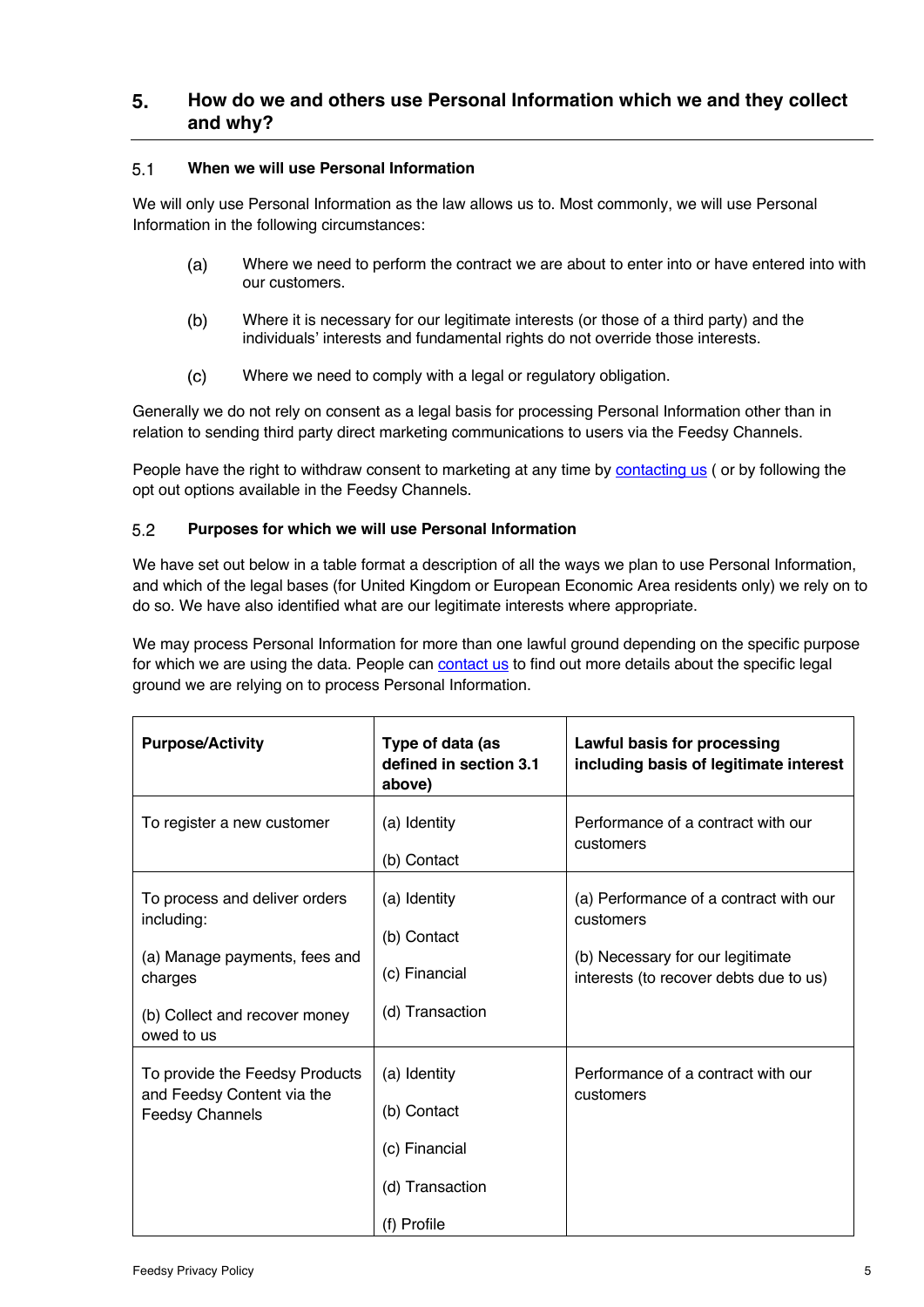## 5. How do we and others use Personal Information which we and they collect and why?

### 5.1 When we will use Personal Information

We will only use Personal Information as the law allows us to. Most commonly, we will use Personal Information in the following circumstances:

(a) Where we need to perform the contract we are about to enter into or have entered into with our customers.

(b) Where it is necessary for our legitimate interests (or those of a third party) and the individuals' interests and fundamental rights do not override those interests.

(c) Where we need to comply with a legal or regulatory obligation.

Generally we do not rely on consent as a legal basis for processing Personal Information other than in relation to sending third party direct marketing communications to users via the Feedsy Channels.

People have the right to withdraw consent to marketing at any time by contacting us ( or by following the opt out options available in the Feedsy Channels.

### 5.2 Purposes for which we will use Personal Information

We have set out below in a table format a description of all the ways we plan to use Personal Information, and which of the legal bases (for United Kingdom or European Economic Area residents only) we rely on to do so. We have also identified what are our legitimate interests where appropriate.

We may process Personal Information for more than one lawful ground depending on the specific purpose for which we are using the data. People can contact us to find out more details about the specific legal ground we are relying on to process Personal Information.

| Purpose/Activity | Type of data (as defined in section 3.1 above) | Lawful basis for processing including basis of legitimate interest |
|---|---|---|
| To register a new customer | (a) Identity<br><br>(b) Contact | Performance of a contract with our customers |
| To process and deliver orders including:<br><br>(a) Manage payments, fees and charges<br><br>(b) Collect and recover money owed to us | (a) Identity<br><br>(b) Contact<br><br>(c) Financial<br><br>(d) Transaction | (a) Performance of a contract with our customers<br><br>(b) Necessary for our legitimate interests (to recover debts due to us) |
| To provide the Feedsy Products and Feedsy Content via the Feedsy Channels | (a) Identity<br><br>(b) Contact<br><br>(c) Financial<br><br>(d) Transaction<br><br>(f) Profile | Performance of a contract with our customers |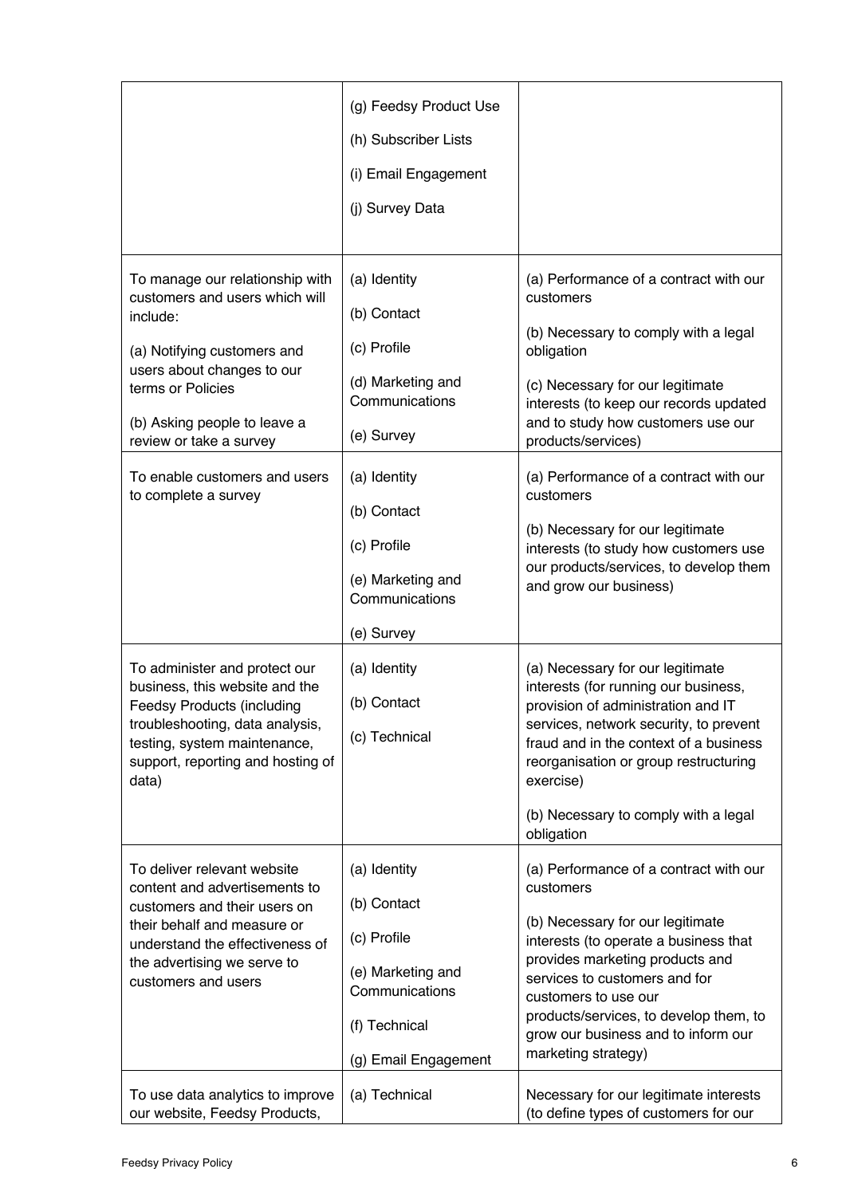| | | |
|---|---|---|
| | (g) Feedsy Product Use<br><br>(h) Subscriber Lists<br><br>(i) Email Engagement<br><br>(j) Survey Data | |
| To manage our relationship with customers and users which will include:<br><br>(a) Notifying customers and users about changes to our terms or Policies<br><br>(b) Asking people to leave a review or take a survey | (a) Identity<br><br>(b) Contact<br><br>(c) Profile<br><br>(d) Marketing and Communications<br><br>(e) Survey | (a) Performance of a contract with our customers<br><br>(b) Necessary to comply with a legal obligation<br><br>(c) Necessary for our legitimate interests (to keep our records updated and to study how customers use our products/services) |
| To enable customers and users to complete a survey | (a) Identity<br><br>(b) Contact<br><br>(c) Profile<br><br>(e) Marketing and Communications<br><br>(e) Survey | (a) Performance of a contract with our customers<br><br>(b) Necessary for our legitimate interests (to study how customers use our products/services, to develop them and grow our business) |
| To administer and protect our business, this website and the Feedsy Products (including troubleshooting, data analysis, testing, system maintenance, support, reporting and hosting of data) | (a) Identity<br><br>(b) Contact<br><br>(c) Technical | (a) Necessary for our legitimate interests (for running our business, provision of administration and IT services, network security, to prevent fraud and in the context of a business reorganisation or group restructuring exercise)<br><br>(b) Necessary to comply with a legal obligation |
| To deliver relevant website content and advertisements to customers and their users on their behalf and measure or understand the effectiveness of the advertising we serve to customers and users | (a) Identity<br><br>(b) Contact<br><br>(c) Profile<br><br>(e) Marketing and Communications<br><br>(f) Technical<br><br>(g) Email Engagement | (a) Performance of a contract with our customers<br><br>(b) Necessary for our legitimate interests (to operate a business that provides marketing products and services to customers and for customers to use our products/services, to develop them, to grow our business and to inform our marketing strategy) |
| To use data analytics to improve our website, Feedsy Products, | (a) Technical | Necessary for our legitimate interests (to define types of customers for our |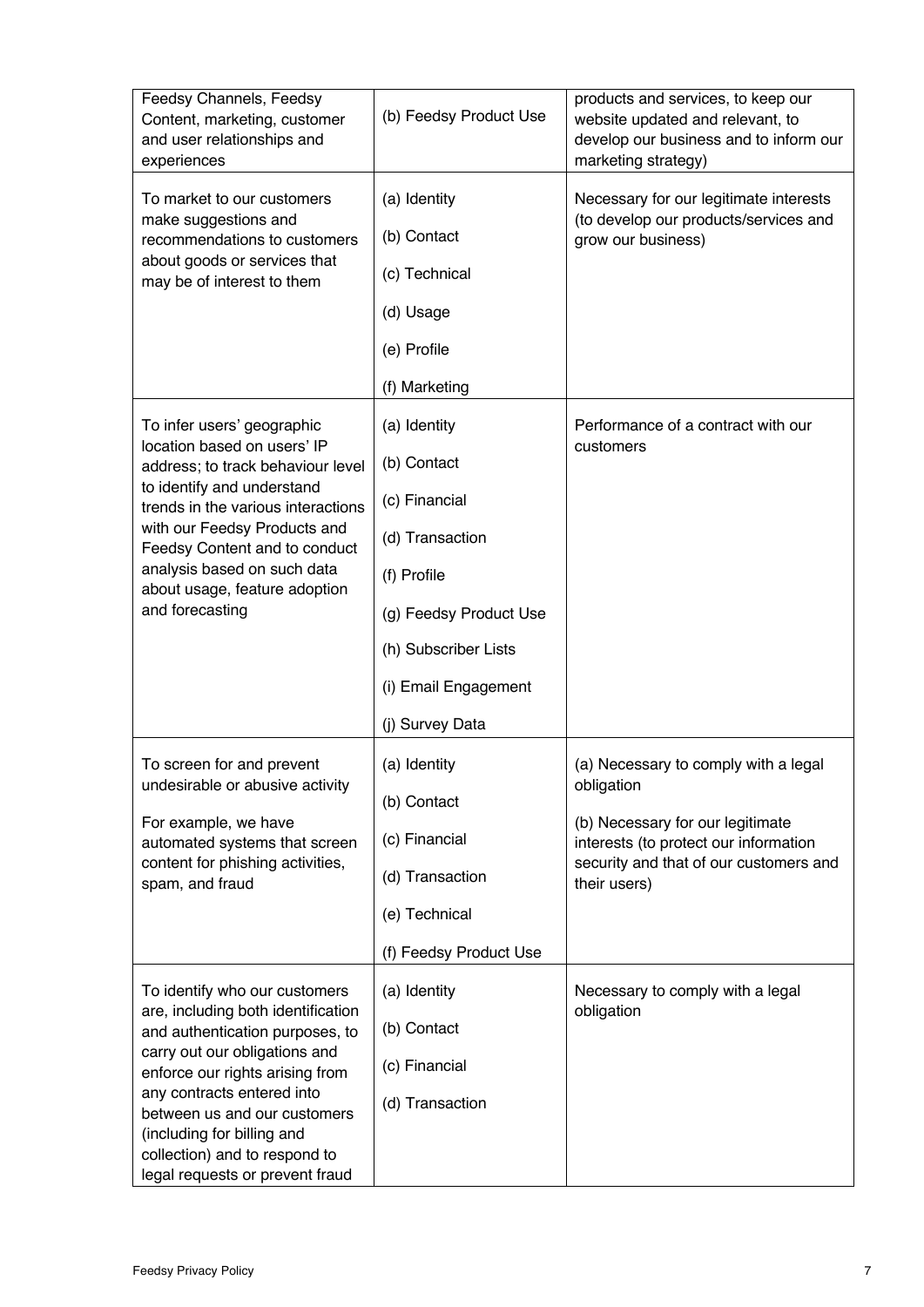| | | |
|---|---|---|
| Feedsy Channels, Feedsy Content, marketing, customer and user relationships and experiences | (b) Feedsy Product Use | products and services, to keep our website updated and relevant, to develop our business and to inform our marketing strategy) |
| To market to our customers make suggestions and recommendations to customers about goods or services that may be of interest to them | (a) Identity<br><br>(b) Contact<br><br>(c) Technical<br><br>(d) Usage<br><br>(e) Profile<br><br>(f) Marketing | Necessary for our legitimate interests (to develop our products/services and grow our business) |
| To infer users' geographic location based on users' IP address; to track behaviour level to identify and understand trends in the various interactions with our Feedsy Products and Feedsy Content and to conduct analysis based on such data about usage, feature adoption and forecasting | (a) Identity<br><br>(b) Contact<br><br>(c) Financial<br><br>(d) Transaction<br><br>(f) Profile<br><br>(g) Feedsy Product Use<br><br>(h) Subscriber Lists<br><br>(i) Email Engagement<br><br>(j) Survey Data | Performance of a contract with our customers |
| To screen for and prevent undesirable or abusive activity<br><br>For example, we have automated systems that screen content for phishing activities, spam, and fraud | (a) Identity<br><br>(b) Contact<br><br>(c) Financial<br><br>(d) Transaction<br><br>(e) Technical<br><br>(f) Feedsy Product Use | (a) Necessary to comply with a legal obligation<br><br>(b) Necessary for our legitimate interests (to protect our information security and that of our customers and their users) |
| To identify who our customers are, including both identification and authentication purposes, to carry out our obligations and enforce our rights arising from any contracts entered into between us and our customers (including for billing and collection) and to respond to legal requests or prevent fraud | (a) Identity<br><br>(b) Contact<br><br>(c) Financial<br><br>(d) Transaction | Necessary to comply with a legal obligation |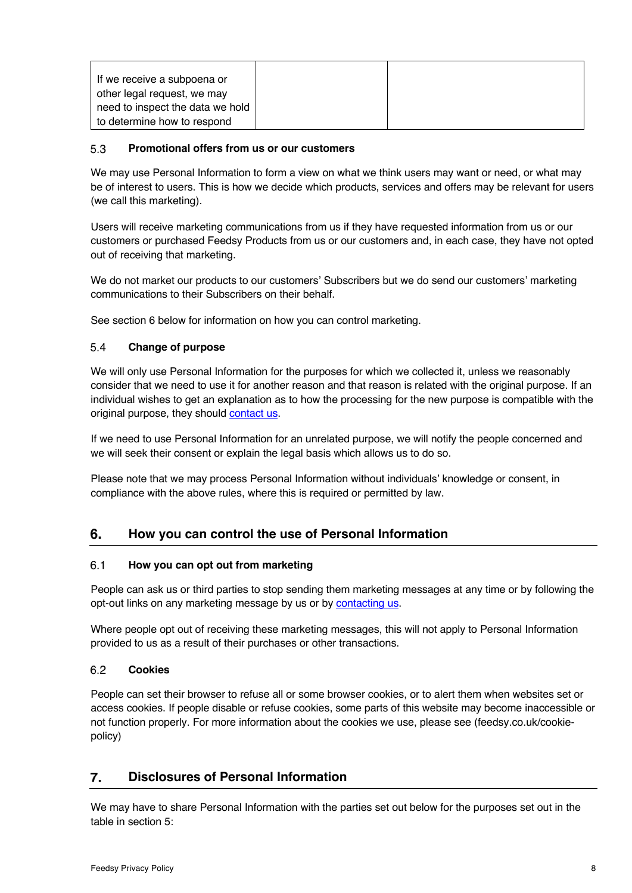| | | |
|---|---|---|
| If we receive a subpoena or other legal request, we may need to inspect the data we hold to determine how to respond | | |

### 5.3 Promotional offers from us or our customers

We may use Personal Information to form a view on what we think users may want or need, or what may be of interest to users. This is how we decide which products, services and offers may be relevant for users (we call this marketing).

Users will receive marketing communications from us if they have requested information from us or our customers or purchased Feedsy Products from us or our customers and, in each case, they have not opted out of receiving that marketing.

We do not market our products to our customers' Subscribers but we do send our customers' marketing communications to their Subscribers on their behalf.

See section 6 below for information on how you can control marketing.

### 5.4 Change of purpose

We will only use Personal Information for the purposes for which we collected it, unless we reasonably consider that we need to use it for another reason and that reason is related with the original purpose. If an individual wishes to get an explanation as to how the processing for the new purpose is compatible with the original purpose, they should contact us.

If we need to use Personal Information for an unrelated purpose, we will notify the people concerned and we will seek their consent or explain the legal basis which allows us to do so.

Please note that we may process Personal Information without individuals' knowledge or consent, in compliance with the above rules, where this is required or permitted by law.

## 6. How you can control the use of Personal Information

### 6.1 How you can opt out from marketing

People can ask us or third parties to stop sending them marketing messages at any time or by following the opt-out links on any marketing message by us or by contacting us.

Where people opt out of receiving these marketing messages, this will not apply to Personal Information provided to us as a result of their purchases or other transactions.

### 6.2 Cookies

People can set their browser to refuse all or some browser cookies, or to alert them when websites set or access cookies. If people disable or refuse cookies, some parts of this website may become inaccessible or not function properly. For more information about the cookies we use, please see (feedsy.co.uk/cookie-policy)

## 7. Disclosures of Personal Information

We may have to share Personal Information with the parties set out below for the purposes set out in the table in section 5: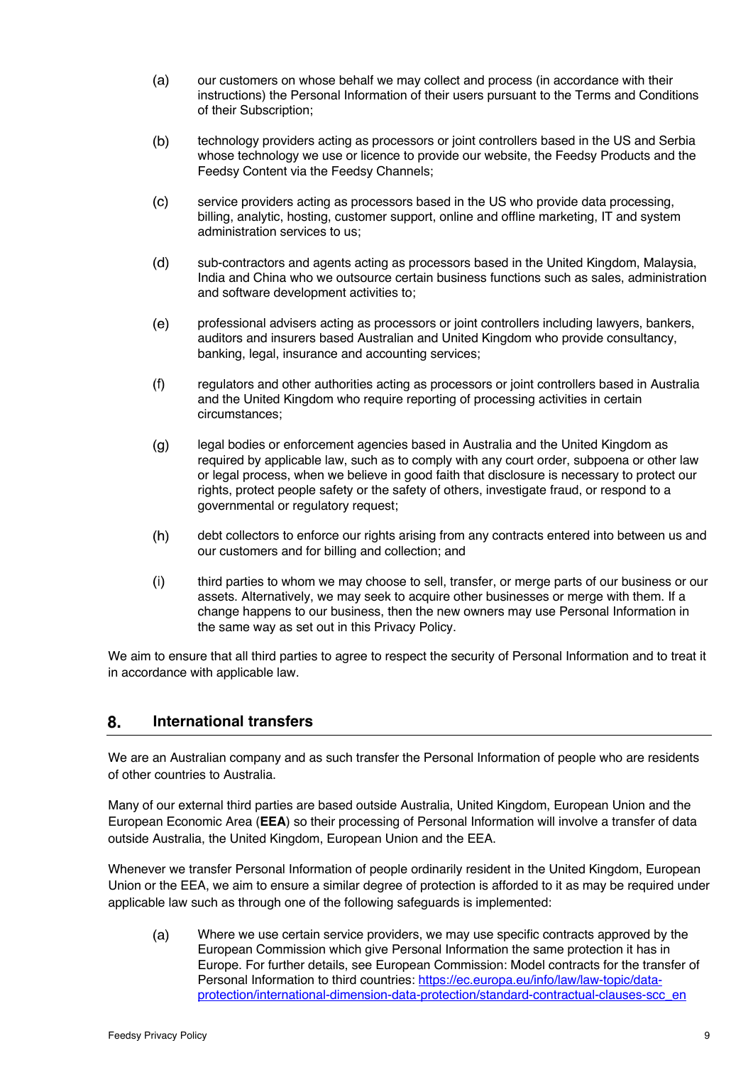(a) our customers on whose behalf we may collect and process (in accordance with their instructions) the Personal Information of their users pursuant to the Terms and Conditions of their Subscription;

(b) technology providers acting as processors or joint controllers based in the US and Serbia whose technology we use or licence to provide our website, the Feedsy Products and the Feedsy Content via the Feedsy Channels;

(c) service providers acting as processors based in the US who provide data processing, billing, analytic, hosting, customer support, online and offline marketing, IT and system administration services to us;

(d) sub-contractors and agents acting as processors based in the United Kingdom, Malaysia, India and China who we outsource certain business functions such as sales, administration and software development activities to;

(e) professional advisers acting as processors or joint controllers including lawyers, bankers, auditors and insurers based Australian and United Kingdom who provide consultancy, banking, legal, insurance and accounting services;

(f) regulators and other authorities acting as processors or joint controllers based in Australia and the United Kingdom who require reporting of processing activities in certain circumstances;

(g) legal bodies or enforcement agencies based in Australia and the United Kingdom as required by applicable law, such as to comply with any court order, subpoena or other law or legal process, when we believe in good faith that disclosure is necessary to protect our rights, protect people safety or the safety of others, investigate fraud, or respond to a governmental or regulatory request;

(h) debt collectors to enforce our rights arising from any contracts entered into between us and our customers and for billing and collection; and

(i) third parties to whom we may choose to sell, transfer, or merge parts of our business or our assets. Alternatively, we may seek to acquire other businesses or merge with them. If a change happens to our business, then the new owners may use Personal Information in the same way as set out in this Privacy Policy.

We aim to ensure that all third parties to agree to respect the security of Personal Information and to treat it in accordance with applicable law.

## 8. International transfers

We are an Australian company and as such transfer the Personal Information of people who are residents of other countries to Australia.

Many of our external third parties are based outside Australia, United Kingdom, European Union and the European Economic Area (**EEA**) so their processing of Personal Information will involve a transfer of data outside Australia, the United Kingdom, European Union and the EEA.

Whenever we transfer Personal Information of people ordinarily resident in the United Kingdom, European Union or the EEA, we aim to ensure a similar degree of protection is afforded to it as may be required under applicable law such as through one of the following safeguards is implemented:

(a) Where we use certain service providers, we may use specific contracts approved by the European Commission which give Personal Information the same protection it has in Europe. For further details, see European Commission: Model contracts for the transfer of Personal Information to third countries: [https://ec.europa.eu/info/law/law-topic/data-protection/international-dimension-data-protection/standard-contractual-clauses-scc_en](https://ec.europa.eu/info/law/law-topic/data-protection/international-dimension-data-protection/standard-contractual-clauses-scc_en)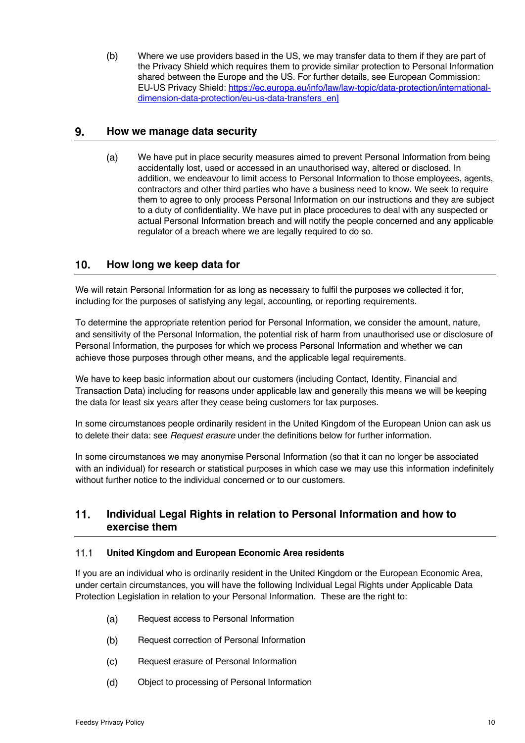(b) Where we use providers based in the US, we may transfer data to them if they are part of the Privacy Shield which requires them to provide similar protection to Personal Information shared between the Europe and the US. For further details, see European Commission: EU-US Privacy Shield: [https://ec.europa.eu/info/law/law-topic/data-protection/international-dimension-data-protection/eu-us-data-transfers_en]](https://ec.europa.eu/info/law/law-topic/data-protection/international-dimension-data-protection/eu-us-data-transfers_en)

## 9. How we manage data security

(a) We have put in place security measures aimed to prevent Personal Information from being accidentally lost, used or accessed in an unauthorised way, altered or disclosed. In addition, we endeavour to limit access to Personal Information to those employees, agents, contractors and other third parties who have a business need to know. We seek to require them to agree to only process Personal Information on our instructions and they are subject to a duty of confidentiality. We have put in place procedures to deal with any suspected or actual Personal Information breach and will notify the people concerned and any applicable regulator of a breach where we are legally required to do so.

## 10. How long we keep data for

We will retain Personal Information for as long as necessary to fulfil the purposes we collected it for, including for the purposes of satisfying any legal, accounting, or reporting requirements.

To determine the appropriate retention period for Personal Information, we consider the amount, nature, and sensitivity of the Personal Information, the potential risk of harm from unauthorised use or disclosure of Personal Information, the purposes for which we process Personal Information and whether we can achieve those purposes through other means, and the applicable legal requirements.

We have to keep basic information about our customers (including Contact, Identity, Financial and Transaction Data) including for reasons under applicable law and generally this means we will be keeping the data for least six years after they cease being customers for tax purposes.

In some circumstances people ordinarily resident in the United Kingdom of the European Union can ask us to delete their data: see *Request erasure* under the definitions below for further information.

In some circumstances we may anonymise Personal Information (so that it can no longer be associated with an individual) for research or statistical purposes in which case we may use this information indefinitely without further notice to the individual concerned or to our customers.

## 11. Individual Legal Rights in relation to Personal Information and how to exercise them

### 11.1 United Kingdom and European Economic Area residents

If you are an individual who is ordinarily resident in the United Kingdom or the European Economic Area, under certain circumstances, you will have the following Individual Legal Rights under Applicable Data Protection Legislation in relation to your Personal Information. These are the right to:

(a) Request access to Personal Information

(b) Request correction of Personal Information

(c) Request erasure of Personal Information

(d) Object to processing of Personal Information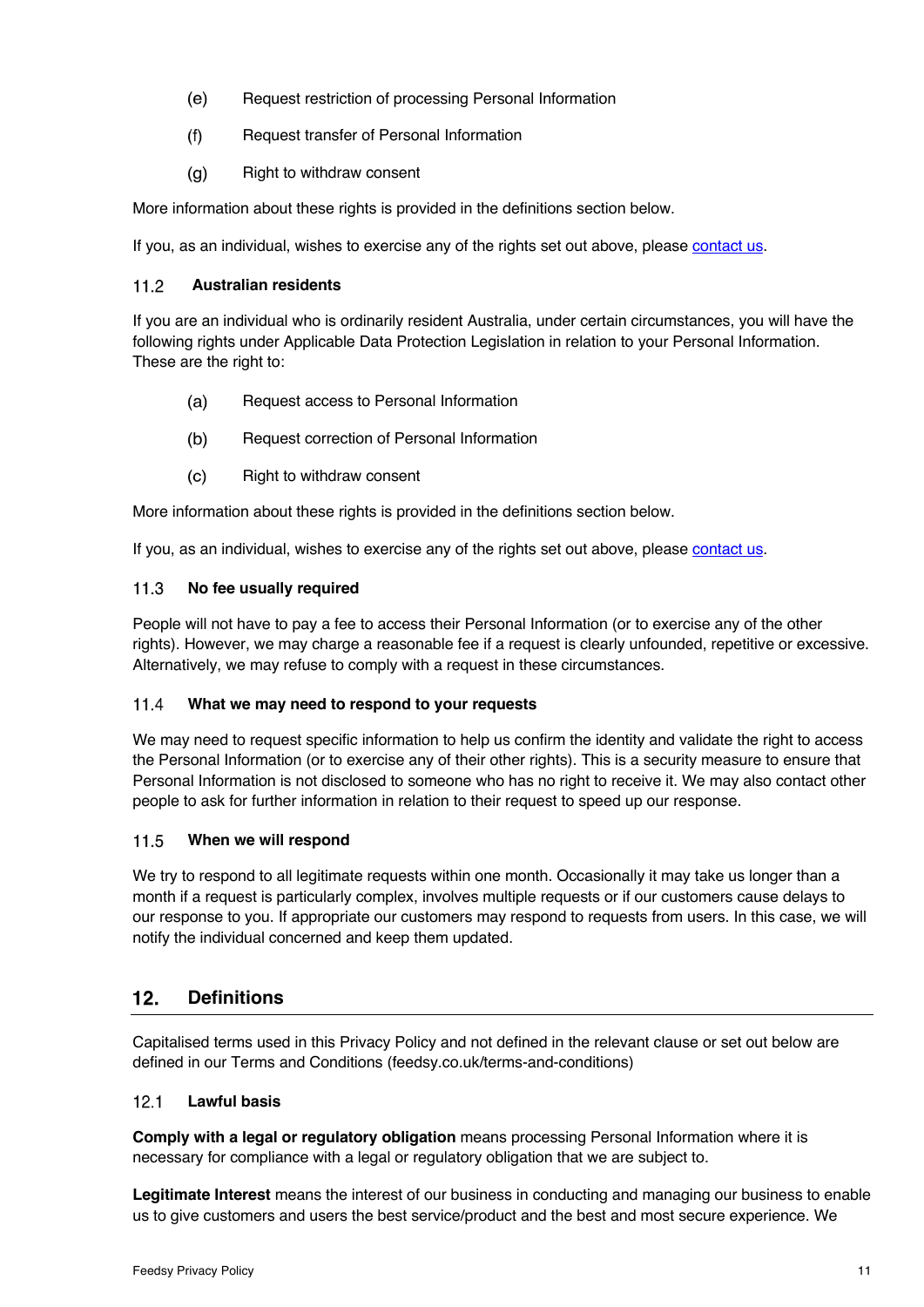(e) Request restriction of processing Personal Information

(f) Request transfer of Personal Information

(g) Right to withdraw consent

More information about these rights is provided in the definitions section below.

If you, as an individual, wishes to exercise any of the rights set out above, please [contact us](#).

### 11.2 Australian residents

If you are an individual who is ordinarily resident Australia, under certain circumstances, you will have the following rights under Applicable Data Protection Legislation in relation to your Personal Information. These are the right to:

(a) Request access to Personal Information

(b) Request correction of Personal Information

(c) Right to withdraw consent

More information about these rights is provided in the definitions section below.

If you, as an individual, wishes to exercise any of the rights set out above, please [contact us](#).

### 11.3 No fee usually required

People will not have to pay a fee to access their Personal Information (or to exercise any of the other rights). However, we may charge a reasonable fee if a request is clearly unfounded, repetitive or excessive. Alternatively, we may refuse to comply with a request in these circumstances.

### 11.4 What we may need to respond to your requests

We may need to request specific information to help us confirm the identity and validate the right to access the Personal Information (or to exercise any of their other rights). This is a security measure to ensure that Personal Information is not disclosed to someone who has no right to receive it. We may also contact other people to ask for further information in relation to their request to speed up our response.

### 11.5 When we will respond

We try to respond to all legitimate requests within one month. Occasionally it may take us longer than a month if a request is particularly complex, involves multiple requests or if our customers cause delays to our response to you. If appropriate our customers may respond to requests from users. In this case, we will notify the individual concerned and keep them updated.

## 12. Definitions

Capitalised terms used in this Privacy Policy and not defined in the relevant clause or set out below are defined in our Terms and Conditions (feedsy.co.uk/terms-and-conditions)

### 12.1 Lawful basis

**Comply with a legal or regulatory obligation** means processing Personal Information where it is necessary for compliance with a legal or regulatory obligation that we are subject to.

**Legitimate Interest** means the interest of our business in conducting and managing our business to enable us to give customers and users the best service/product and the best and most secure experience. We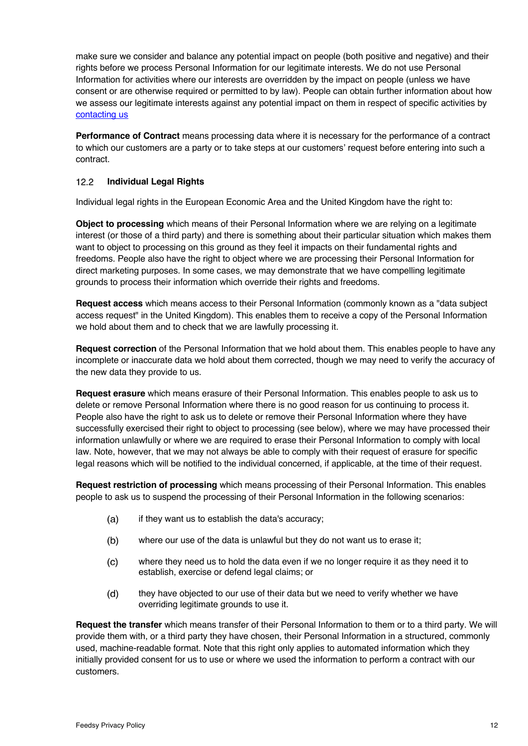make sure we consider and balance any potential impact on people (both positive and negative) and their rights before we process Personal Information for our legitimate interests. We do not use Personal Information for activities where our interests are overridden by the impact on people (unless we have consent or are otherwise required or permitted to by law). People can obtain further information about how we assess our legitimate interests against any potential impact on them in respect of specific activities by [contacting us]

**Performance of Contract** means processing data where it is necessary for the performance of a contract to which our customers are a party or to take steps at our customers' request before entering into such a contract.

### 12.2 Individual Legal Rights

Individual legal rights in the European Economic Area and the United Kingdom have the right to:

**Object to processing** which means of their Personal Information where we are relying on a legitimate interest (or those of a third party) and there is something about their particular situation which makes them want to object to processing on this ground as they feel it impacts on their fundamental rights and freedoms. People also have the right to object where we are processing their Personal Information for direct marketing purposes. In some cases, we may demonstrate that we have compelling legitimate grounds to process their information which override their rights and freedoms.

**Request access** which means access to their Personal Information (commonly known as a "data subject access request" in the United Kingdom). This enables them to receive a copy of the Personal Information we hold about them and to check that we are lawfully processing it.

**Request correction** of the Personal Information that we hold about them. This enables people to have any incomplete or inaccurate data we hold about them corrected, though we may need to verify the accuracy of the new data they provide to us.

**Request erasure** which means erasure of their Personal Information. This enables people to ask us to delete or remove Personal Information where there is no good reason for us continuing to process it. People also have the right to ask us to delete or remove their Personal Information where they have successfully exercised their right to object to processing (see below), where we may have processed their information unlawfully or where we are required to erase their Personal Information to comply with local law. Note, however, that we may not always be able to comply with their request of erasure for specific legal reasons which will be notified to the individual concerned, if applicable, at the time of their request.

**Request restriction of processing** which means processing of their Personal Information. This enables people to ask us to suspend the processing of their Personal Information in the following scenarios:

(a) if they want us to establish the data's accuracy;

(b) where our use of the data is unlawful but they do not want us to erase it;

(c) where they need us to hold the data even if we no longer require it as they need it to establish, exercise or defend legal claims; or

(d) they have objected to our use of their data but we need to verify whether we have overriding legitimate grounds to use it.

**Request the transfer** which means transfer of their Personal Information to them or to a third party. We will provide them with, or a third party they have chosen, their Personal Information in a structured, commonly used, machine-readable format. Note that this right only applies to automated information which they initially provided consent for us to use or where we used the information to perform a contract with our customers.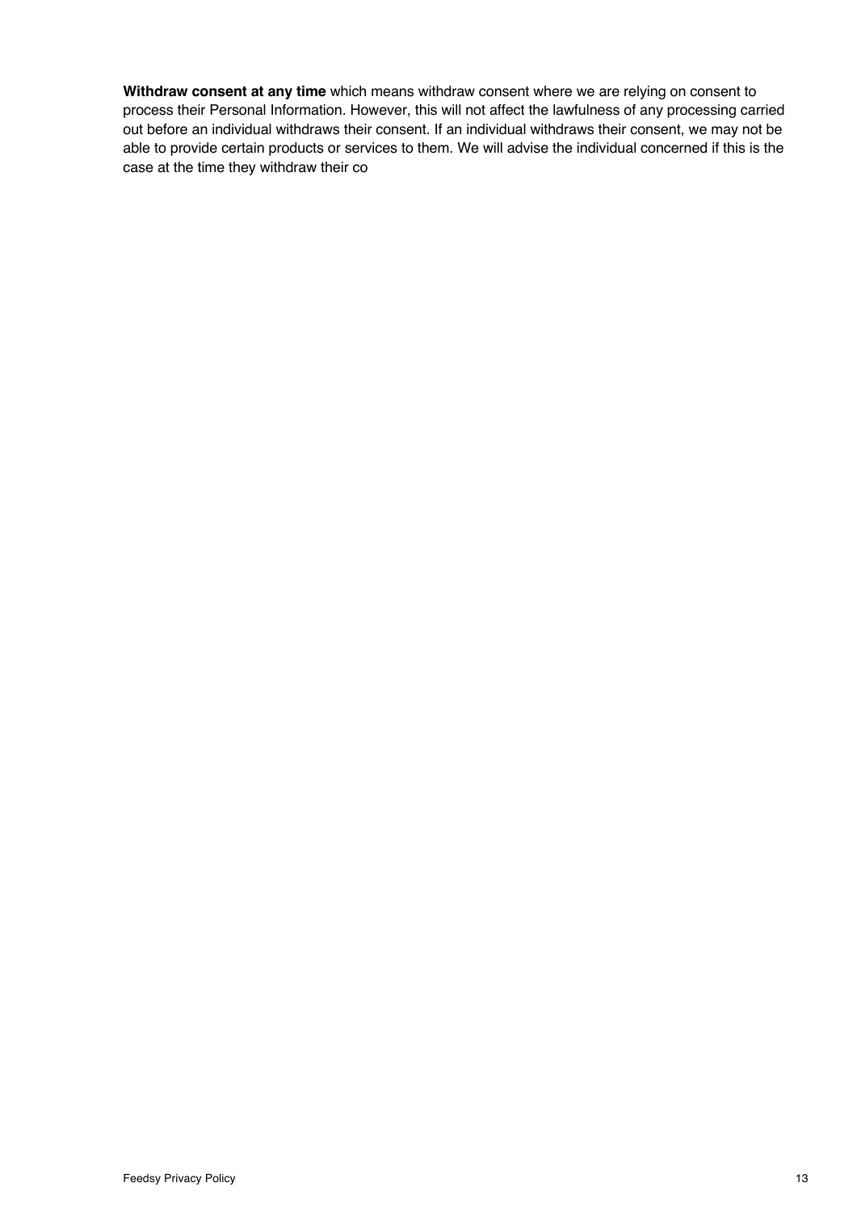**Withdraw consent at any time** which means withdraw consent where we are relying on consent to process their Personal Information. However, this will not affect the lawfulness of any processing carried out before an individual withdraws their consent. If an individual withdraws their consent, we may not be able to provide certain products or services to them. We will advise the individual concerned if this is the case at the time they withdraw their co